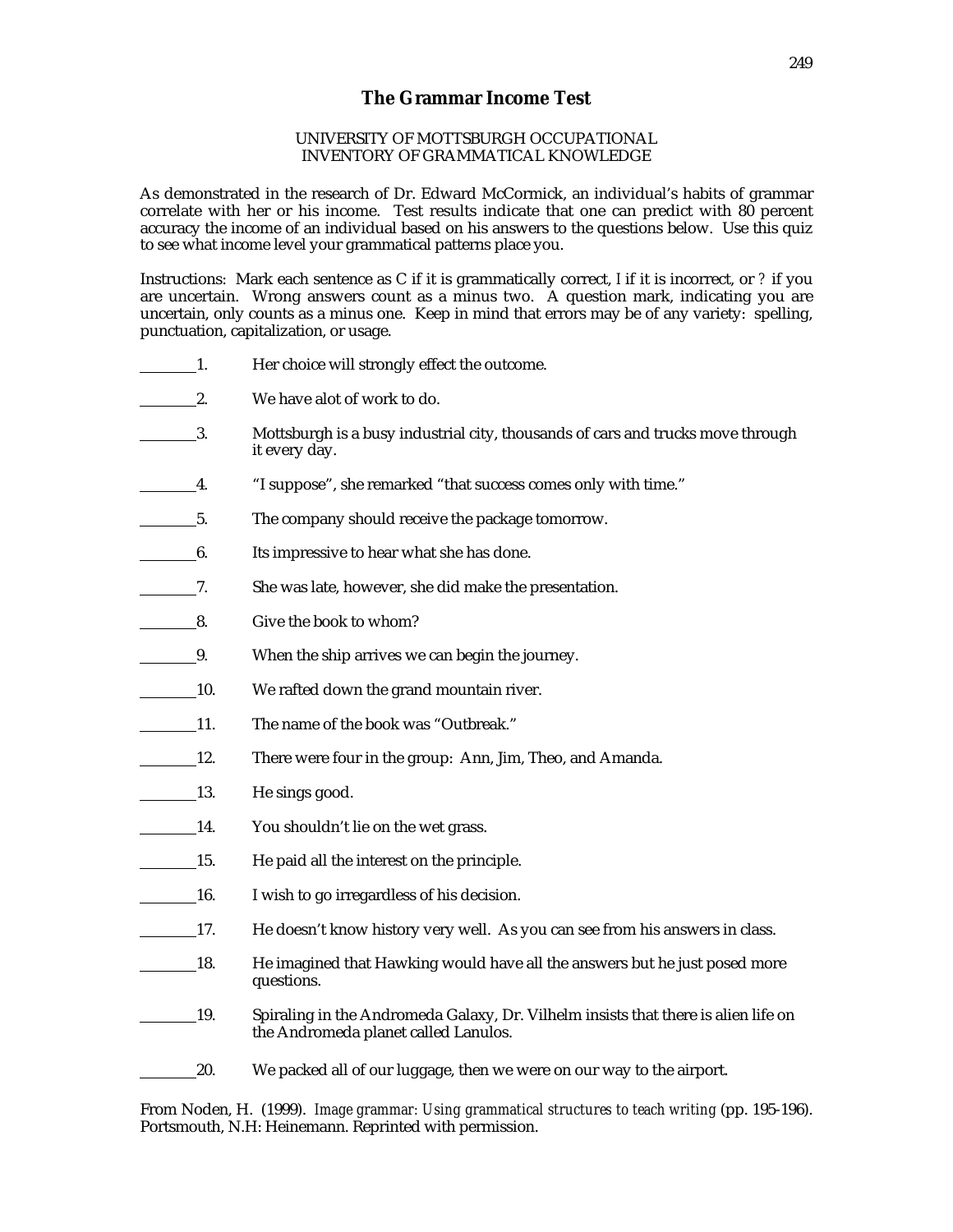# The Grammar Income Test

UNIVERSITY OF MOTTSBURGH OCCUPATIONAL
INVENTORY OF GRAMMATICAL KNOWLEDGE

As demonstrated in the research of Dr. Edward McCormick, an individual's habits of grammar correlate with her or his income. Test results indicate that one can predict with 80 percent accuracy the income of an individual based on his answers to the questions below. Use this quiz to see what income level your grammatical patterns place you.

Instructions: Mark each sentence as C if it is grammatically correct, I if it is incorrect, or ? if you are uncertain. Wrong answers count as a minus two. A question mark, indicating you are uncertain, only counts as a minus one. Keep in mind that errors may be of any variety: spelling, punctuation, capitalization, or usage.

_______1. Her choice will strongly effect the outcome.

_______2. We have alot of work to do.

_______3. Mottsburgh is a busy industrial city, thousands of cars and trucks move through it every day.

_______4. "I suppose", she remarked "that success comes only with time."

_______5. The company should receive the package tomorrow.

_______6. Its impressive to hear what she has done.

_______7. She was late, however, she did make the presentation.

_______8. Give the book to whom?

_______9. When the ship arrives we can begin the journey.

_______10. We rafted down the grand mountain river.

_______11. The name of the book was "Outbreak."

_______12. There were four in the group: Ann, Jim, Theo, and Amanda.

_______13. He sings good.

_______14. You shouldn't lie on the wet grass.

_______15. He paid all the interest on the principle.

_______16. I wish to go irregardless of his decision.

_______17. He doesn't know history very well. As you can see from his answers in class.

_______18. He imagined that Hawking would have all the answers but he just posed more questions.

_______19. Spiraling in the Andromeda Galaxy, Dr. Vilhelm insists that there is alien life on the Andromeda planet called Lanulos.

_______20. We packed all of our luggage, then we were on our way to the airport.

From Noden, H. (1999). *Image grammar: Using grammatical structures to teach writing* (pp. 195-196). Portsmouth, N.H: Heinemann. Reprinted with permission.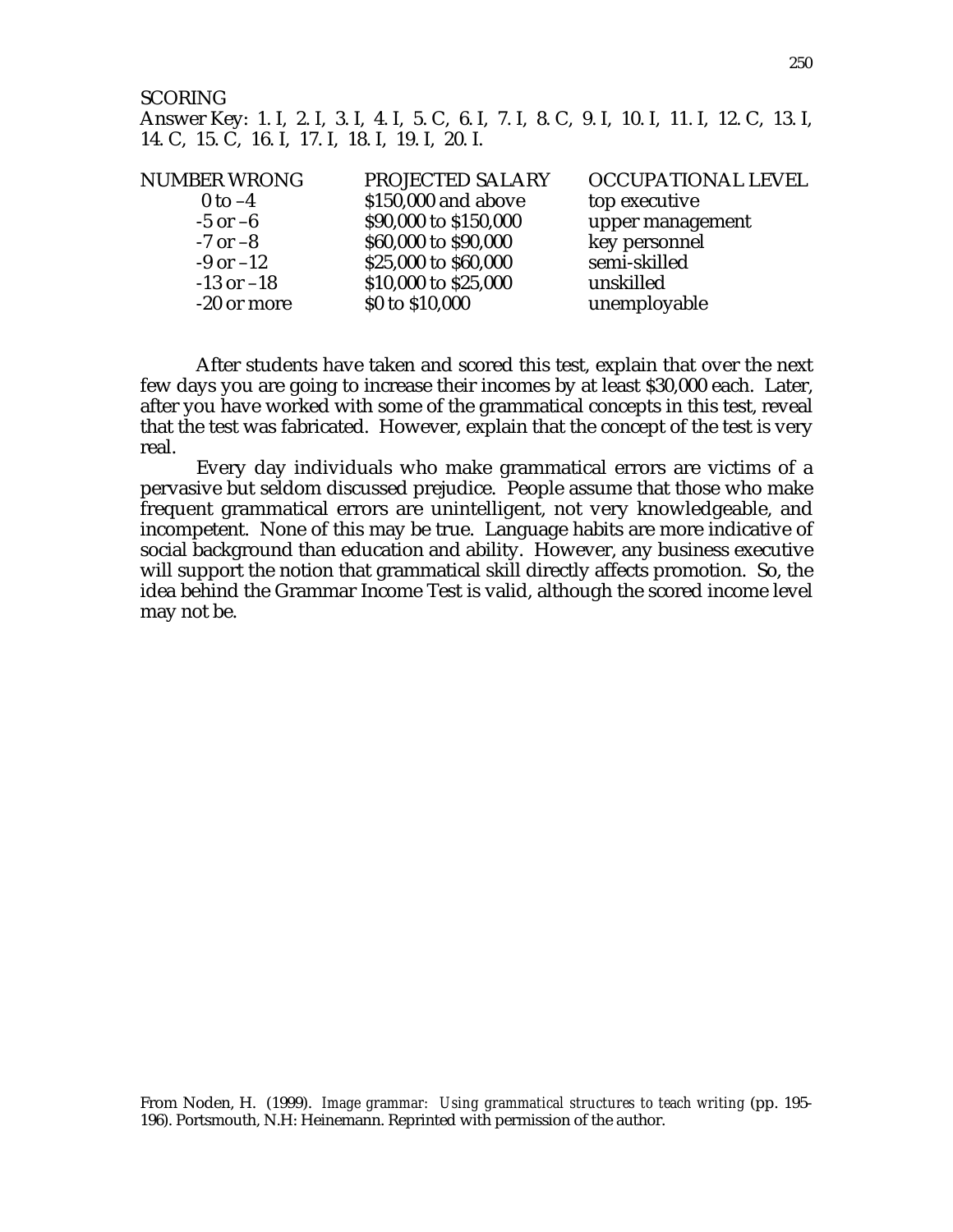SCORING

Answer Key: 1. I, 2. I, 3. I, 4. I, 5. C, 6. I, 7. I, 8. C, 9. I, 10. I, 11. I, 12. C, 13. I, 14. C, 15. C, 16. I, 17. I, 18. I, 19. I, 20. I.

| NUMBER WRONG | PROJECTED SALARY | OCCUPATIONAL LEVEL |
|---|---|---|
| 0 to –4 | $150,000 and above | top executive |
| -5 or –6 | $90,000 to $150,000 | upper management |
| -7 or –8 | $60,000 to $90,000 | key personnel |
| -9 or –12 | $25,000 to $60,000 | semi-skilled |
| -13 or –18 | $10,000 to $25,000 | unskilled |
| -20 or more | $0 to $10,000 | unemployable |

After students have taken and scored this test, explain that over the next few days you are going to increase their incomes by at least $30,000 each. Later, after you have worked with some of the grammatical concepts in this test, reveal that the test was fabricated. However, explain that the concept of the test is very real.

Every day individuals who make grammatical errors are victims of a pervasive but seldom discussed prejudice. People assume that those who make frequent grammatical errors are unintelligent, not very knowledgeable, and incompetent. None of this may be true. Language habits are more indicative of social background than education and ability. However, any business executive will support the notion that grammatical skill directly affects promotion. So, the idea behind the Grammar Income Test is valid, although the scored income level may not be.

From Noden, H. (1999). *Image grammar: Using grammatical structures to teach writing* (pp. 195-196). Portsmouth, N.H: Heinemann. Reprinted with permission of the author.